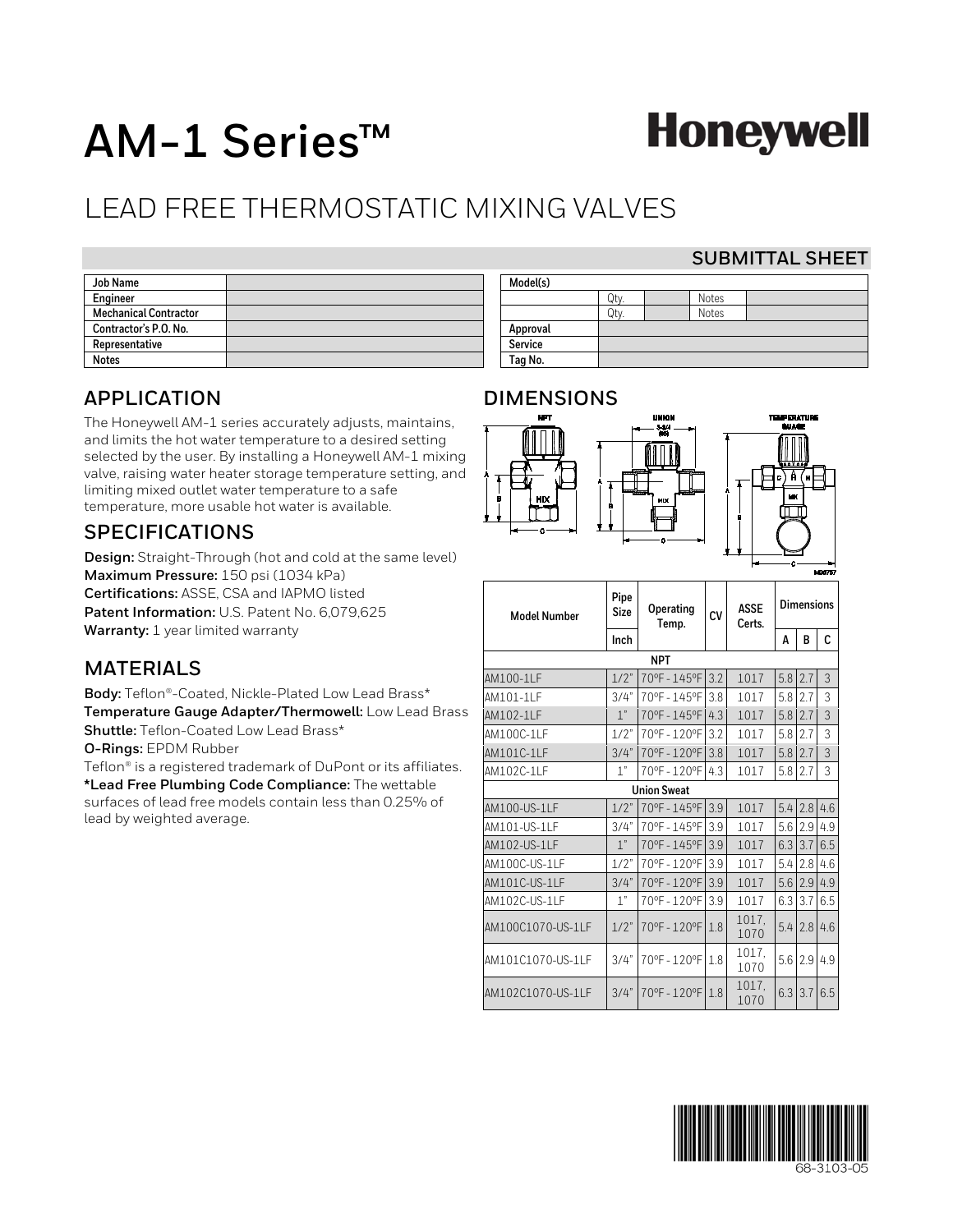# AM-1 Series™

Honeywell

## LEAD FREE THERMOSTATIC MIXING VALVES

**SUBMITTAL SHEET**

| | |
|---|---|
| **Job Name** | |
| **Engineer** | |
| **Mechanical Contractor** | |
| **Contractor's P.O. No.** | |
| **Representative** | |
| **Notes** | |

| | | | | |
|---|---|---|---|---|
| **Model(s)** | | | | |
| | Qty. | | Notes | |
| | Qty. | | Notes | |
| **Approval** | | | | |
| **Service** | | | | |
| **Tag No.** | | | | |

## APPLICATION

The Honeywell AM-1 series accurately adjusts, maintains, and limits the hot water temperature to a desired setting selected by the user. By installing a Honeywell AM-1 mixing valve, raising water heater storage temperature setting, and limiting mixed outlet water temperature to a safe temperature, more usable hot water is available.

## SPECIFICATIONS

**Design:** Straight-Through (hot and cold at the same level)
**Maximum Pressure:** 150 psi (1034 kPa)
**Certifications:** ASSE, CSA and IAPMO listed
**Patent Information:** U.S. Patent No. 6,079,625
**Warranty:** 1 year limited warranty

## MATERIALS

**Body:** Teflon®-Coated, Nickle-Plated Low Lead Brass*
**Temperature Gauge Adapter/Thermowell:** Low Lead Brass
**Shuttle:** Teflon-Coated Low Lead Brass*
**O-Rings:** EPDM Rubber
Teflon® is a registered trademark of DuPont or its affiliates.
***Lead Free Plumbing Code Compliance:** The wettable surfaces of lead free models contain less than 0.25% of lead by weighted average.

## DIMENSIONS

NPT
UNION 3-3/4 (95)
TEMPERATURE GAUGE
MIX
C H
A B C
M36757

| Model Number | Pipe Size | Operating Temp. | CV | ASSE Certs. | Dimensions | | |
|---|---|---|---|---|---|---|---|
| | Inch | | | | A | B | C |
| **NPT** | | | | | | | |
| AM100-1LF | 1/2" | 70°F - 145°F | 3.2 | 1017 | 5.8 | 2.7 | 3 |
| AM101-1LF | 3/4" | 70°F - 145°F | 3.8 | 1017 | 5.8 | 2.7 | 3 |
| AM102-1LF | 1" | 70°F - 145°F | 4.3 | 1017 | 5.8 | 2.7 | 3 |
| AM100C-1LF | 1/2" | 70°F - 120°F | 3.2 | 1017 | 5.8 | 2.7 | 3 |
| AM101C-1LF | 3/4" | 70°F - 120°F | 3.8 | 1017 | 5.8 | 2.7 | 3 |
| AM102C-1LF | 1" | 70°F - 120°F | 4.3 | 1017 | 5.8 | 2.7 | 3 |
| **Union Sweat** | | | | | | | |
| AM100-US-1LF | 1/2" | 70°F - 145°F | 3.9 | 1017 | 5.4 | 2.8 | 4.6 |
| AM101-US-1LF | 3/4" | 70°F - 145°F | 3.9 | 1017 | 5.6 | 2.9 | 4.9 |
| AM102-US-1LF | 1" | 70°F - 145°F | 3.9 | 1017 | 6.3 | 3.7 | 6.5 |
| AM100C-US-1LF | 1/2" | 70°F - 120°F | 3.9 | 1017 | 5.4 | 2.8 | 4.6 |
| AM101C-US-1LF | 3/4" | 70°F - 120°F | 3.9 | 1017 | 5.6 | 2.9 | 4.9 |
| AM102C-US-1LF | 1" | 70°F - 120°F | 3.9 | 1017 | 6.3 | 3.7 | 6.5 |
| AM100C1070-US-1LF | 1/2" | 70°F - 120°F | 1.8 | 1017, 1070 | 5.4 | 2.8 | 4.6 |
| AM101C1070-US-1LF | 3/4" | 70°F - 120°F | 1.8 | 1017, 1070 | 5.6 | 2.9 | 4.9 |
| AM102C1070-US-1LF | 3/4" | 70°F - 120°F | 1.8 | 1017, 1070 | 6.3 | 3.7 | 6.5 |

68-3103-05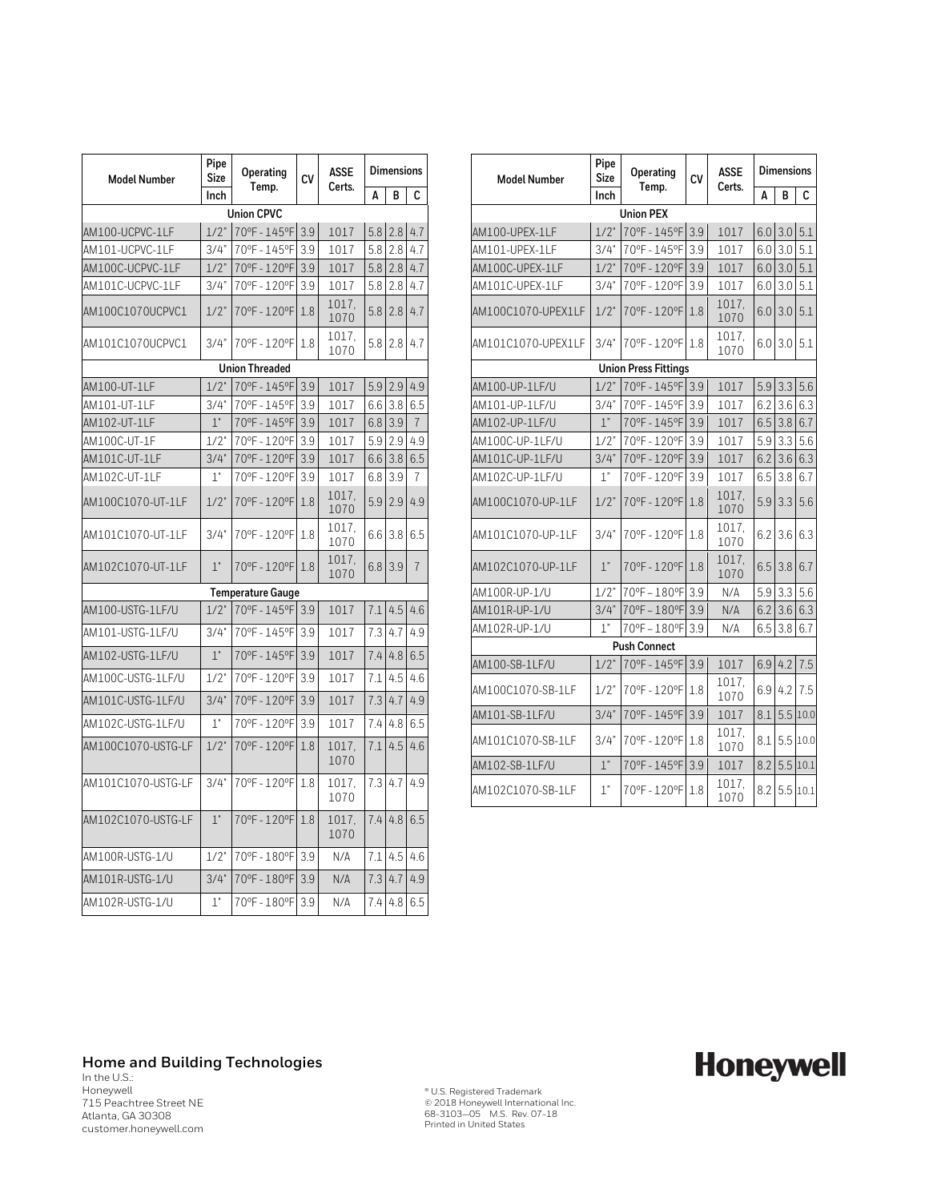| Model Number | Pipe Size | Operating Temp. | CV | ASSE Certs. | Dimensions | | |
|---|---|---|---|---|---|---|---|
| | Inch | | | | A | B | C |
| **Union CPVC** | | | | | | | |
| AM100-UCPVC-1LF | 1/2" | 70ºF - 145ºF | 3.9 | 1017 | 5.8 | 2.8 | 4.7 |
| AM101-UCPVC-1LF | 3/4" | 70ºF - 145ºF | 3.9 | 1017 | 5.8 | 2.8 | 4.7 |
| AM100C-UCPVC-1LF | 1/2" | 70ºF - 120ºF | 3.9 | 1017 | 5.8 | 2.8 | 4.7 |
| AM101C-UCPVC-1LF | 3/4" | 70ºF - 120ºF | 3.9 | 1017 | 5.8 | 2.8 | 4.7 |
| AM100C1070UCPVC1 | 1/2" | 70ºF - 120ºF | 1.8 | 1017, 1070 | 5.8 | 2.8 | 4.7 |
| AM101C1070UCPVC1 | 3/4" | 70ºF - 120ºF | 1.8 | 1017, 1070 | 5.8 | 2.8 | 4.7 |
| **Union Threaded** | | | | | | | |
| AM100-UT-1LF | 1/2" | 70ºF - 145ºF | 3.9 | 1017 | 5.9 | 2.9 | 4.9 |
| AM101-UT-1LF | 3/4" | 70ºF - 145ºF | 3.9 | 1017 | 6.6 | 3.8 | 6.5 |
| AM102-UT-1LF | 1" | 70ºF - 145ºF | 3.9 | 1017 | 6.8 | 3.9 | 7 |
| AM100C-UT-1F | 1/2" | 70ºF - 120ºF | 3.9 | 1017 | 5.9 | 2.9 | 4.9 |
| AM101C-UT-1LF | 3/4" | 70ºF - 120ºF | 3.9 | 1017 | 6.6 | 3.8 | 6.5 |
| AM102C-UT-1LF | 1" | 70ºF - 120ºF | 3.9 | 1017 | 6.8 | 3.9 | 7 |
| AM100C1070-UT-1LF | 1/2" | 70ºF - 120ºF | 1.8 | 1017, 1070 | 5.9 | 2.9 | 4.9 |
| AM101C1070-UT-1LF | 3/4" | 70ºF - 120ºF | 1.8 | 1017, 1070 | 6.6 | 3.8 | 6.5 |
| AM102C1070-UT-1LF | 1" | 70ºF - 120ºF | 1.8 | 1017, 1070 | 6.8 | 3.9 | 7 |
| **Temperature Gauge** | | | | | | | |
| AM100-USTG-1LF/U | 1/2" | 70ºF - 145ºF | 3.9 | 1017 | 7.1 | 4.5 | 4.6 |
| AM101-USTG-1LF/U | 3/4" | 70ºF - 145ºF | 3.9 | 1017 | 7.3 | 4.7 | 4.9 |
| AM102-USTG-1LF/U | 1" | 70ºF - 145ºF | 3.9 | 1017 | 7.4 | 4.8 | 6.5 |
| AM100C-USTG-1LF/U | 1/2" | 70ºF - 120ºF | 3.9 | 1017 | 7.1 | 4.5 | 4.6 |
| AM101C-USTG-1LF/U | 3/4" | 70ºF - 120ºF | 3.9 | 1017 | 7.3 | 4.7 | 4.9 |
| AM102C-USTG-1LF/U | 1" | 70ºF - 120ºF | 3.9 | 1017 | 7.4 | 4.8 | 6.5 |
| AM100C1070-USTG-LF | 1/2" | 70ºF - 120ºF | 1.8 | 1017, 1070 | 7.1 | 4.5 | 4.6 |
| AM101C1070-USTG-LF | 3/4" | 70ºF - 120ºF | 1.8 | 1017, 1070 | 7.3 | 4.7 | 4.9 |
| AM102C1070-USTG-LF | 1" | 70ºF - 120ºF | 1.8 | 1017, 1070 | 7.4 | 4.8 | 6.5 |
| AM100R-USTG-1/U | 1/2" | 70ºF - 180ºF | 3.9 | N/A | 7.1 | 4.5 | 4.6 |
| AM101R-USTG-1/U | 3/4" | 70ºF - 180ºF | 3.9 | N/A | 7.3 | 4.7 | 4.9 |
| AM102R-USTG-1/U | 1" | 70ºF - 180ºF | 3.9 | N/A | 7.4 | 4.8 | 6.5 |

| Model Number | Pipe Size | Operating Temp. | CV | ASSE Certs. | Dimensions | | |
|---|---|---|---|---|---|---|---|
| | Inch | | | | A | B | C |
| **Union PEX** | | | | | | | |
| AM100-UPEX-1LF | 1/2" | 70ºF - 145ºF | 3.9 | 1017 | 6.0 | 3.0 | 5.1 |
| AM101-UPEX-1LF | 3/4" | 70ºF - 145ºF | 3.9 | 1017 | 6.0 | 3.0 | 5.1 |
| AM100C-UPEX-1LF | 1/2" | 70ºF - 120ºF | 3.9 | 1017 | 6.0 | 3.0 | 5.1 |
| AM101C-UPEX-1LF | 3/4" | 70ºF - 120ºF | 3.9 | 1017 | 6.0 | 3.0 | 5.1 |
| AM100C1070-UPEX1LF | 1/2" | 70ºF - 120ºF | 1.8 | 1017, 1070 | 6.0 | 3.0 | 5.1 |
| AM101C1070-UPEX1LF | 3/4" | 70ºF - 120ºF | 1.8 | 1017, 1070 | 6.0 | 3.0 | 5.1 |
| **Union Press Fittings** | | | | | | | |
| AM100-UP-1LF/U | 1/2" | 70ºF - 145ºF | 3.9 | 1017 | 5.9 | 3.3 | 5.6 |
| AM101-UP-1LF/U | 3/4" | 70ºF - 145ºF | 3.9 | 1017 | 6.2 | 3.6 | 6.3 |
| AM102-UP-1LF/U | 1" | 70ºF - 145ºF | 3.9 | 1017 | 6.5 | 3.8 | 6.7 |
| AM100C-UP-1LF/U | 1/2" | 70ºF - 120ºF | 3.9 | 1017 | 5.9 | 3.3 | 5.6 |
| AM101C-UP-1LF/U | 3/4" | 70ºF - 120ºF | 3.9 | 1017 | 6.2 | 3.6 | 6.3 |
| AM102C-UP-1LF/U | 1" | 70ºF - 120ºF | 3.9 | 1017 | 6.5 | 3.8 | 6.7 |
| AM100C1070-UP-1LF | 1/2" | 70ºF - 120ºF | 1.8 | 1017, 1070 | 5.9 | 3.3 | 5.6 |
| AM101C1070-UP-1LF | 3/4" | 70ºF - 120ºF | 1.8 | 1017, 1070 | 6.2 | 3.6 | 6.3 |
| AM102C1070-UP-1LF | 1" | 70ºF - 120ºF | 1.8 | 1017, 1070 | 6.5 | 3.8 | 6.7 |
| AM100R-UP-1/U | 1/2" | 70ºF – 180ºF | 3.9 | N/A | 5.9 | 3.3 | 5.6 |
| AM101R-UP-1/U | 3/4" | 70ºF – 180ºF | 3.9 | N/A | 6.2 | 3.6 | 6.3 |
| AM102R-UP-1/U | 1" | 70ºF – 180ºF | 3.9 | N/A | 6.5 | 3.8 | 6.7 |
| **Push Connect** | | | | | | | |
| AM100-SB-1LF/U | 1/2" | 70ºF - 145ºF | 3.9 | 1017 | 6.9 | 4.2 | 7.5 |
| AM100C1070-SB-1LF | 1/2" | 70ºF - 120ºF | 1.8 | 1017, 1070 | 6.9 | 4.2 | 7.5 |
| AM101-SB-1LF/U | 3/4" | 70ºF - 145ºF | 3.9 | 1017 | 8.1 | 5.5 | 10.0 |
| AM101C1070-SB-1LF | 3/4" | 70ºF - 120ºF | 1.8 | 1017, 1070 | 8.1 | 5.5 | 10.0 |
| AM102-SB-1LF/U | 1" | 70ºF - 145ºF | 3.9 | 1017 | 8.2 | 5.5 | 10.1 |
| AM102C1070-SB-1LF | 1" | 70ºF - 120ºF | 1.8 | 1017, 1070 | 8.2 | 5.5 | 10.1 |

**Home and Building Technologies**

In the U.S.:
Honeywell
715 Peachtree Street NE
Atlanta, GA 30308
customer.honeywell.com

® U.S. Registered Trademark
© 2018 Honeywell International Inc.
68-3103—05 M.S. Rev. 07-18
Printed in United States

**Honeywell**